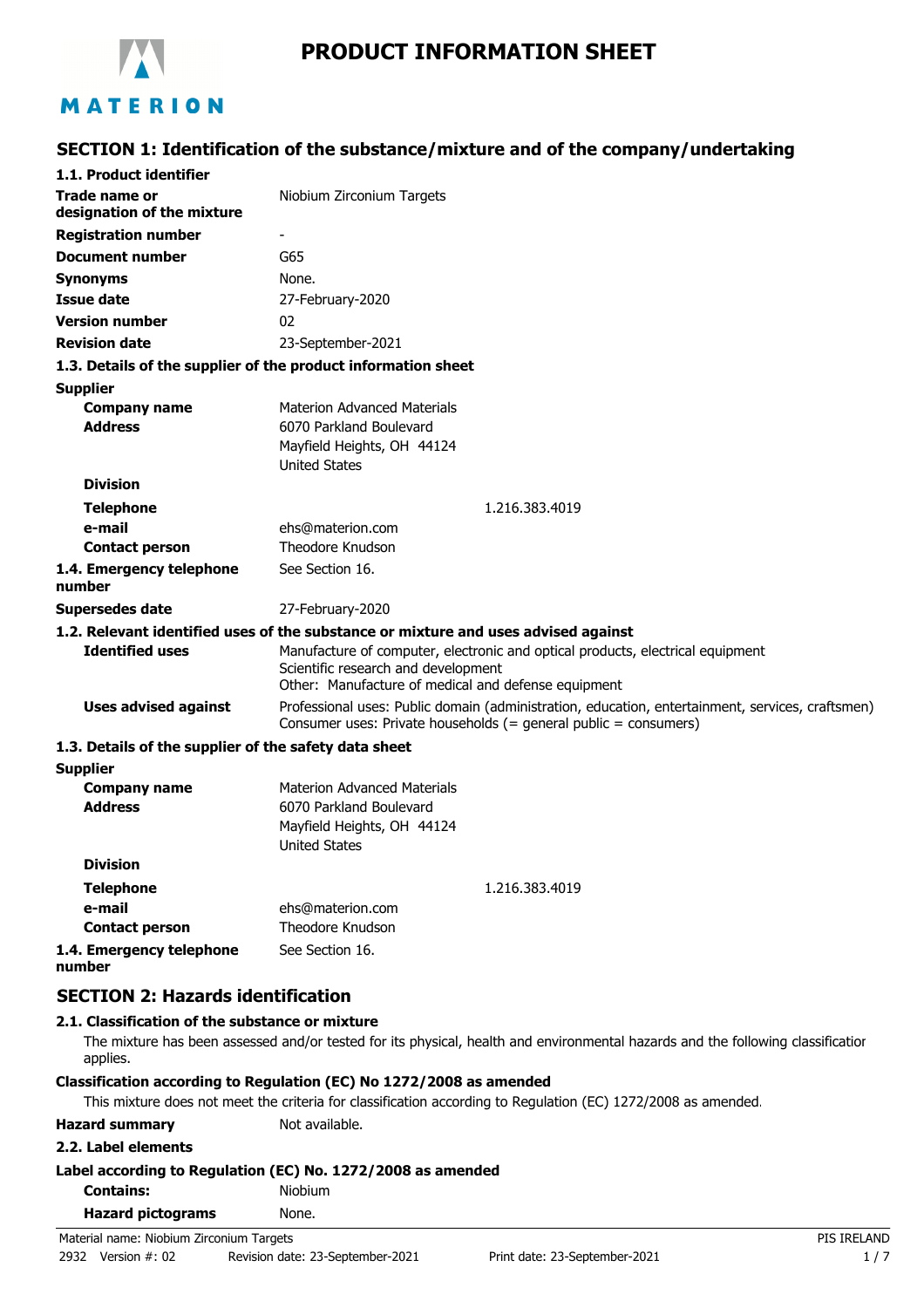# PRODUCT INFORMATION SHEET

## SECTION 1: Identification of the substance/mixture and of the company/undertaking

### 1.1. Product identifier

| | |
|---|---|
| **Trade name or designation of the mixture** | Niobium Zirconium Targets |
| **Registration number** | - |
| **Document number** | G65 |
| **Synonyms** | None. |
| **Issue date** | 27-February-2020 |
| **Version number** | 02 |
| **Revision date** | 23-September-2021 |

### 1.3. Details of the supplier of the product information sheet

**Supplier**

| | |
|---|---|
| **Company name** | Materion Advanced Materials |
| **Address** | 6070 Parkland Boulevard<br>Mayfield Heights, OH 44124<br>United States |
| **Division** | |
| **Telephone** | 1.216.383.4019 |
| **e-mail** | ehs@materion.com |
| **Contact person** | Theodore Knudson |
| **1.4. Emergency telephone number** | See Section 16. |
| **Supersedes date** | 27-February-2020 |

### 1.2. Relevant identified uses of the substance or mixture and uses advised against

| | |
|---|---|
| **Identified uses** | Manufacture of computer, electronic and optical products, electrical equipment<br>Scientific research and development<br>Other: Manufacture of medical and defense equipment |
| **Uses advised against** | Professional uses: Public domain (administration, education, entertainment, services, craftsmen)<br>Consumer uses: Private households (= general public = consumers) |

### 1.3. Details of the supplier of the safety data sheet

**Supplier**

| | |
|---|---|
| **Company name** | Materion Advanced Materials |
| **Address** | 6070 Parkland Boulevard<br>Mayfield Heights, OH 44124<br>United States |
| **Division** | |
| **Telephone** | 1.216.383.4019 |
| **e-mail** | ehs@materion.com |
| **Contact person** | Theodore Knudson |
| **1.4. Emergency telephone number** | See Section 16. |

## SECTION 2: Hazards identification

### 2.1. Classification of the substance or mixture

The mixture has been assessed and/or tested for its physical, health and environmental hazards and the following classification applies.

**Classification according to Regulation (EC) No 1272/2008 as amended**

This mixture does not meet the criteria for classification according to Regulation (EC) 1272/2008 as amended.

| | |
|---|---|
| **Hazard summary** | Not available. |

### 2.2. Label elements

**Label according to Regulation (EC) No. 1272/2008 as amended**

| | |
|---|---|
| **Contains:** | Niobium |
| **Hazard pictograms** | None. |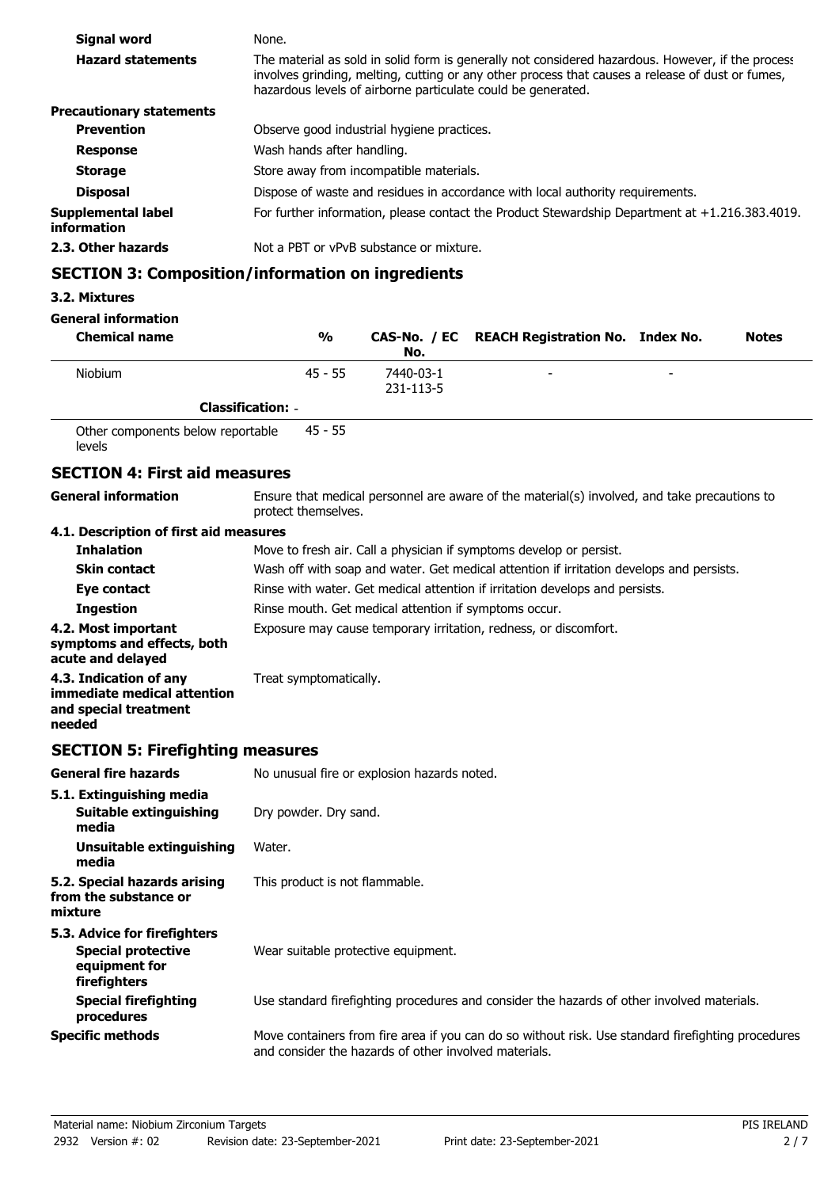| | |
|---|---|
| **Signal word** | None. |
| **Hazard statements** | The material as sold in solid form is generally not considered hazardous. However, if the process involves grinding, melting, cutting or any other process that causes a release of dust or fumes, hazardous levels of airborne particulate could be generated. |
| **Precautionary statements** | |
| **Prevention** | Observe good industrial hygiene practices. |
| **Response** | Wash hands after handling. |
| **Storage** | Store away from incompatible materials. |
| **Disposal** | Dispose of waste and residues in accordance with local authority requirements. |
| **Supplemental label information** | For further information, please contact the Product Stewardship Department at +1.216.383.4019. |
| **2.3. Other hazards** | Not a PBT or vPvB substance or mixture. |

## SECTION 3: Composition/information on ingredients

**3.2. Mixtures**

**General information**

| Chemical name | % | CAS-No. / EC No. | REACH Registration No. | Index No. | Notes |
|---|---|---|---|---|---|
| Niobium | 45 - 55 | 7440-03-1 231-113-5 | - | - | |
| **Classification:** - | | | | | |
| Other components below reportable levels | 45 - 55 | | | | |

## SECTION 4: First aid measures

| | |
|---|---|
| **General information** | Ensure that medical personnel are aware of the material(s) involved, and take precautions to protect themselves. |
| **4.1. Description of first aid measures** | |
| **Inhalation** | Move to fresh air. Call a physician if symptoms develop or persist. |
| **Skin contact** | Wash off with soap and water. Get medical attention if irritation develops and persists. |
| **Eye contact** | Rinse with water. Get medical attention if irritation develops and persists. |
| **Ingestion** | Rinse mouth. Get medical attention if symptoms occur. |
| **4.2. Most important symptoms and effects, both acute and delayed** | Exposure may cause temporary irritation, redness, or discomfort. |
| **4.3. Indication of any immediate medical attention and special treatment needed** | Treat symptomatically. |

## SECTION 5: Firefighting measures

| | |
|---|---|
| **General fire hazards** | No unusual fire or explosion hazards noted. |
| **5.1. Extinguishing media** | |
| **Suitable extinguishing media** | Dry powder. Dry sand. |
| **Unsuitable extinguishing media** | Water. |
| **5.2. Special hazards arising from the substance or mixture** | This product is not flammable. |
| **5.3. Advice for firefighters** | |
| **Special protective equipment for firefighters** | Wear suitable protective equipment. |
| **Special firefighting procedures** | Use standard firefighting procedures and consider the hazards of other involved materials. |
| **Specific methods** | Move containers from fire area if you can do so without risk. Use standard firefighting procedures and consider the hazards of other involved materials. |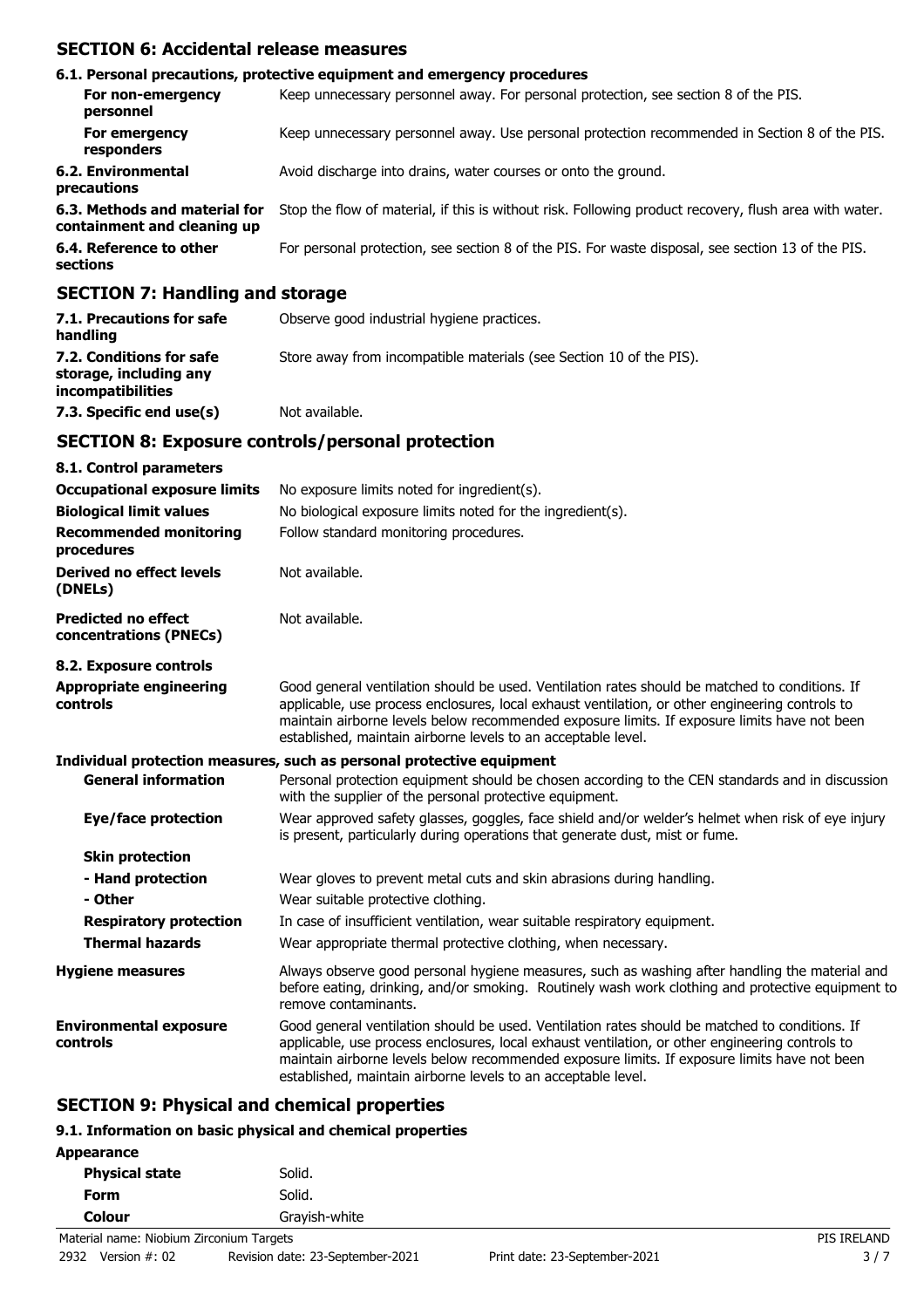## SECTION 6: Accidental release measures

### 6.1. Personal precautions, protective equipment and emergency procedures

| | |
|---|---|
| **For non-emergency personnel** | Keep unnecessary personnel away. For personal protection, see section 8 of the PIS. |
| **For emergency responders** | Keep unnecessary personnel away. Use personal protection recommended in Section 8 of the PIS. |
| **6.2. Environmental precautions** | Avoid discharge into drains, water courses or onto the ground. |
| **6.3. Methods and material for containment and cleaning up** | Stop the flow of material, if this is without risk. Following product recovery, flush area with water. |
| **6.4. Reference to other sections** | For personal protection, see section 8 of the PIS. For waste disposal, see section 13 of the PIS. |

## SECTION 7: Handling and storage

| | |
|---|---|
| **7.1. Precautions for safe handling** | Observe good industrial hygiene practices. |
| **7.2. Conditions for safe storage, including any incompatibilities** | Store away from incompatible materials (see Section 10 of the PIS). |
| **7.3. Specific end use(s)** | Not available. |

## SECTION 8: Exposure controls/personal protection

### 8.1. Control parameters

| | |
|---|---|
| **Occupational exposure limits** | No exposure limits noted for ingredient(s). |
| **Biological limit values** | No biological exposure limits noted for the ingredient(s). |
| **Recommended monitoring procedures** | Follow standard monitoring procedures. |
| **Derived no effect levels (DNELs)** | Not available. |
| **Predicted no effect concentrations (PNECs)** | Not available. |

### 8.2. Exposure controls

| | |
|---|---|
| **Appropriate engineering controls** | Good general ventilation should be used. Ventilation rates should be matched to conditions. If applicable, use process enclosures, local exhaust ventilation, or other engineering controls to maintain airborne levels below recommended exposure limits. If exposure limits have not been established, maintain airborne levels to an acceptable level. |

**Individual protection measures, such as personal protective equipment**

| | |
|---|---|
| **General information** | Personal protection equipment should be chosen according to the CEN standards and in discussion with the supplier of the personal protective equipment. |
| **Eye/face protection** | Wear approved safety glasses, goggles, face shield and/or welder's helmet when risk of eye injury is present, particularly during operations that generate dust, mist or fume. |
| **Skin protection** | |
| **- Hand protection** | Wear gloves to prevent metal cuts and skin abrasions during handling. |
| **- Other** | Wear suitable protective clothing. |
| **Respiratory protection** | In case of insufficient ventilation, wear suitable respiratory equipment. |
| **Thermal hazards** | Wear appropriate thermal protective clothing, when necessary. |
| **Hygiene measures** | Always observe good personal hygiene measures, such as washing after handling the material and before eating, drinking, and/or smoking. Routinely wash work clothing and protective equipment to remove contaminants. |
| **Environmental exposure controls** | Good general ventilation should be used. Ventilation rates should be matched to conditions. If applicable, use process enclosures, local exhaust ventilation, or other engineering controls to maintain airborne levels below recommended exposure limits. If exposure limits have not been established, maintain airborne levels to an acceptable level. |

## SECTION 9: Physical and chemical properties

### 9.1. Information on basic physical and chemical properties

**Appearance**

| | |
|---|---|
| **Physical state** | Solid. |
| **Form** | Solid. |
| **Colour** | Grayish-white |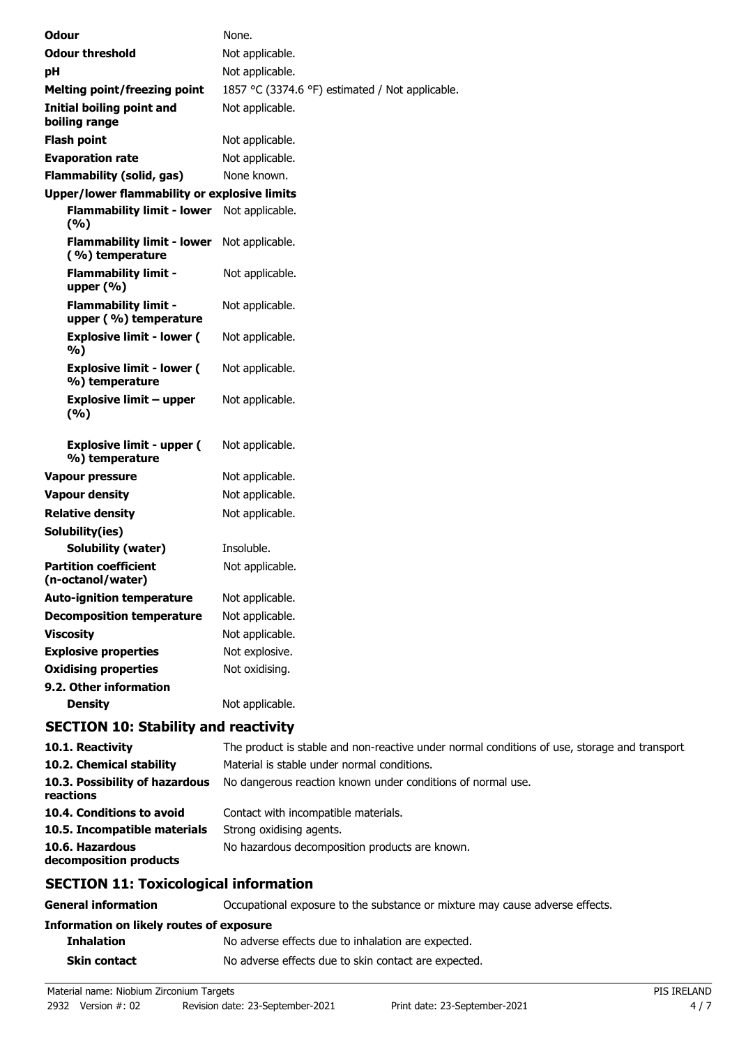| | |
|---|---|
| **Odour** | None. |
| **Odour threshold** | Not applicable. |
| **pH** | Not applicable. |
| **Melting point/freezing point** | 1857 °C (3374.6 °F) estimated / Not applicable. |
| **Initial boiling point and boiling range** | Not applicable. |
| **Flash point** | Not applicable. |
| **Evaporation rate** | Not applicable. |
| **Flammability (solid, gas)** | None known. |
| **Upper/lower flammability or explosive limits** | |
| **Flammability limit - lower (%)** | Not applicable. |
| **Flammability limit - lower (%) temperature** | Not applicable. |
| **Flammability limit - upper (%)** | Not applicable. |
| **Flammability limit - upper (%) temperature** | Not applicable. |
| **Explosive limit - lower (%)** | Not applicable. |
| **Explosive limit - lower (%) temperature** | Not applicable. |
| **Explosive limit – upper (%)** | Not applicable. |
| **Explosive limit - upper (%) temperature** | Not applicable. |
| **Vapour pressure** | Not applicable. |
| **Vapour density** | Not applicable. |
| **Relative density** | Not applicable. |
| **Solubility(ies)** | |
| **Solubility (water)** | Insoluble. |
| **Partition coefficient (n-octanol/water)** | Not applicable. |
| **Auto-ignition temperature** | Not applicable. |
| **Decomposition temperature** | Not applicable. |
| **Viscosity** | Not applicable. |
| **Explosive properties** | Not explosive. |
| **Oxidising properties** | Not oxidising. |
| **9.2. Other information** | |
| **Density** | Not applicable. |

## SECTION 10: Stability and reactivity

| | |
|---|---|
| **10.1. Reactivity** | The product is stable and non-reactive under normal conditions of use, storage and transport. |
| **10.2. Chemical stability** | Material is stable under normal conditions. |
| **10.3. Possibility of hazardous reactions** | No dangerous reaction known under conditions of normal use. |
| **10.4. Conditions to avoid** | Contact with incompatible materials. |
| **10.5. Incompatible materials** | Strong oxidising agents. |
| **10.6. Hazardous decomposition products** | No hazardous decomposition products are known. |

## SECTION 11: Toxicological information

| | |
|---|---|
| **General information** | Occupational exposure to the substance or mixture may cause adverse effects. |
| **Information on likely routes of exposure** | |
| **Inhalation** | No adverse effects due to inhalation are expected. |
| **Skin contact** | No adverse effects due to skin contact are expected. |

Material name: Niobium Zirconium Targets
2932 Version #: 02 Revision date: 23-September-2021 Print date: 23-September-2021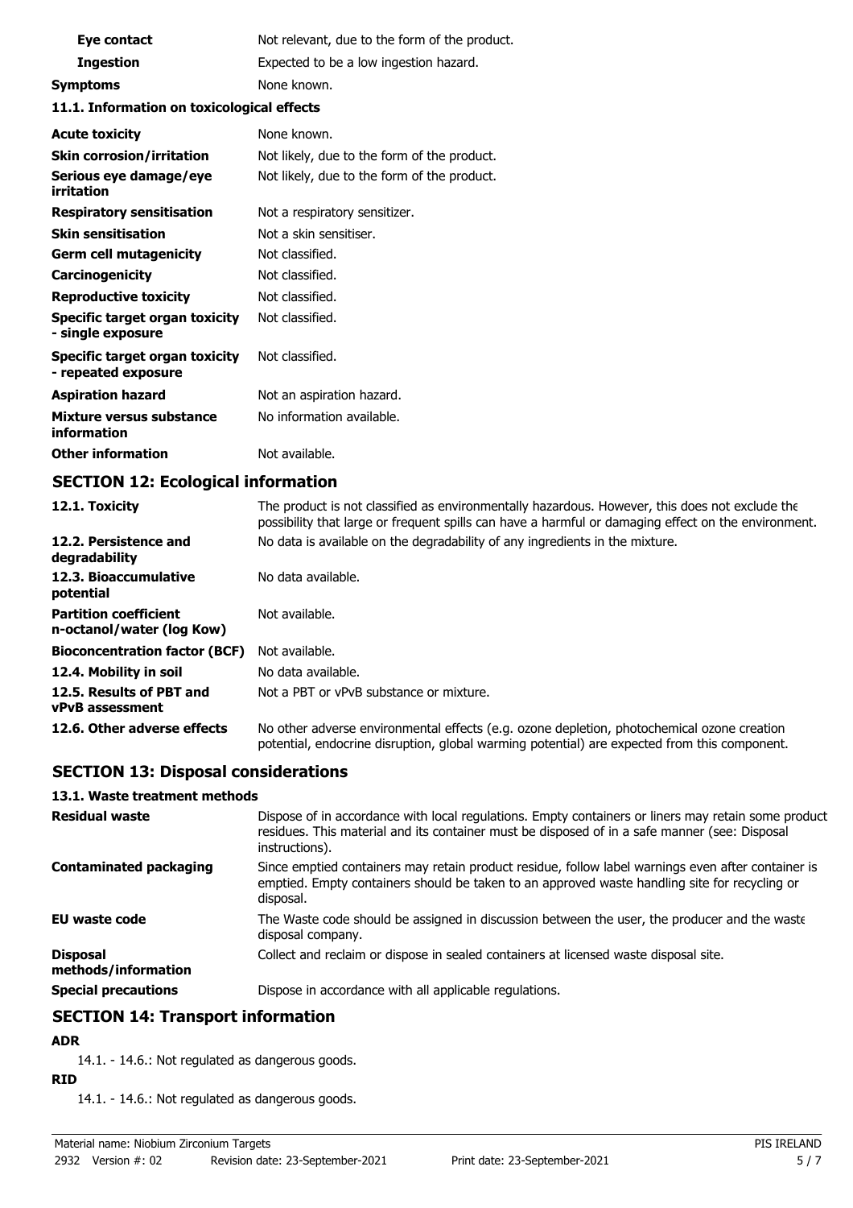| | |
|---|---|
| **Eye contact** | Not relevant, due to the form of the product. |
| **Ingestion** | Expected to be a low ingestion hazard. |
| **Symptoms** | None known. |

### 11.1. Information on toxicological effects

| | |
|---|---|
| **Acute toxicity** | None known. |
| **Skin corrosion/irritation** | Not likely, due to the form of the product. |
| **Serious eye damage/eye irritation** | Not likely, due to the form of the product. |
| **Respiratory sensitisation** | Not a respiratory sensitizer. |
| **Skin sensitisation** | Not a skin sensitiser. |
| **Germ cell mutagenicity** | Not classified. |
| **Carcinogenicity** | Not classified. |
| **Reproductive toxicity** | Not classified. |
| **Specific target organ toxicity - single exposure** | Not classified. |
| **Specific target organ toxicity - repeated exposure** | Not classified. |
| **Aspiration hazard** | Not an aspiration hazard. |
| **Mixture versus substance information** | No information available. |
| **Other information** | Not available. |

## SECTION 12: Ecological information

| | |
|---|---|
| **12.1. Toxicity** | The product is not classified as environmentally hazardous. However, this does not exclude the possibility that large or frequent spills can have a harmful or damaging effect on the environment. |
| **12.2. Persistence and degradability** | No data is available on the degradability of any ingredients in the mixture. |
| **12.3. Bioaccumulative potential** | No data available. |
| **Partition coefficient n-octanol/water (log Kow)** | Not available. |
| **Bioconcentration factor (BCF)** | Not available. |
| **12.4. Mobility in soil** | No data available. |
| **12.5. Results of PBT and vPvB assessment** | Not a PBT or vPvB substance or mixture. |
| **12.6. Other adverse effects** | No other adverse environmental effects (e.g. ozone depletion, photochemical ozone creation potential, endocrine disruption, global warming potential) are expected from this component. |

## SECTION 13: Disposal considerations

### 13.1. Waste treatment methods

| | |
|---|---|
| **Residual waste** | Dispose of in accordance with local regulations. Empty containers or liners may retain some product residues. This material and its container must be disposed of in a safe manner (see: Disposal instructions). |
| **Contaminated packaging** | Since emptied containers may retain product residue, follow label warnings even after container is emptied. Empty containers should be taken to an approved waste handling site for recycling or disposal. |
| **EU waste code** | The Waste code should be assigned in discussion between the user, the producer and the waste disposal company. |
| **Disposal methods/information** | Collect and reclaim or dispose in sealed containers at licensed waste disposal site. |
| **Special precautions** | Dispose in accordance with all applicable regulations. |

## SECTION 14: Transport information

**ADR**

14.1. - 14.6.: Not regulated as dangerous goods.

**RID**

14.1. - 14.6.: Not regulated as dangerous goods.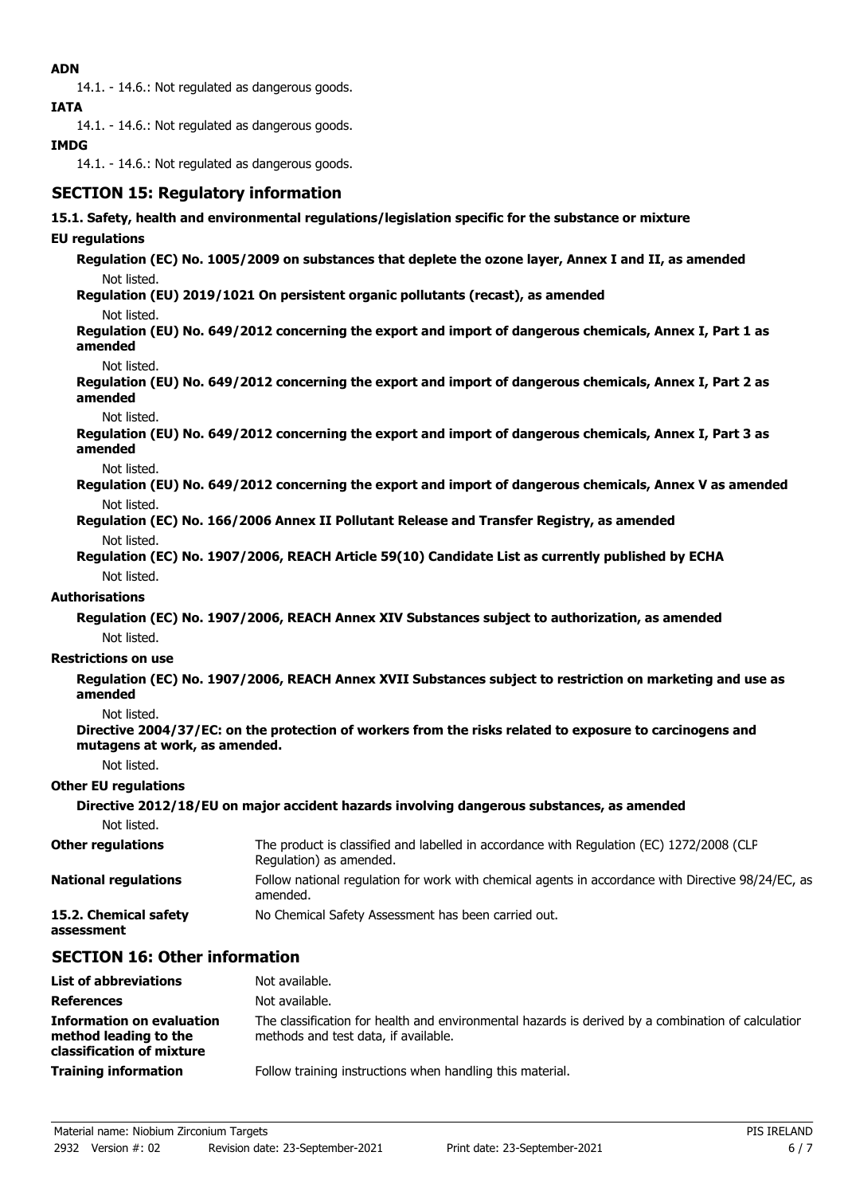**ADN**

14.1. - 14.6.: Not regulated as dangerous goods.

**IATA**

14.1. - 14.6.: Not regulated as dangerous goods.

**IMDG**

14.1. - 14.6.: Not regulated as dangerous goods.

## SECTION 15: Regulatory information

**15.1. Safety, health and environmental regulations/legislation specific for the substance or mixture**

**EU regulations**

**Regulation (EC) No. 1005/2009 on substances that deplete the ozone layer, Annex I and II, as amended**

Not listed.

**Regulation (EU) 2019/1021 On persistent organic pollutants (recast), as amended**

Not listed.

**Regulation (EU) No. 649/2012 concerning the export and import of dangerous chemicals, Annex I, Part 1 as amended**

Not listed.

**Regulation (EU) No. 649/2012 concerning the export and import of dangerous chemicals, Annex I, Part 2 as amended**

Not listed.

**Regulation (EU) No. 649/2012 concerning the export and import of dangerous chemicals, Annex I, Part 3 as amended**

Not listed.

**Regulation (EU) No. 649/2012 concerning the export and import of dangerous chemicals, Annex V as amended**

Not listed.

**Regulation (EC) No. 166/2006 Annex II Pollutant Release and Transfer Registry, as amended**

Not listed.

**Regulation (EC) No. 1907/2006, REACH Article 59(10) Candidate List as currently published by ECHA**

Not listed.

**Authorisations**

**Regulation (EC) No. 1907/2006, REACH Annex XIV Substances subject to authorization, as amended**

Not listed.

**Restrictions on use**

**Regulation (EC) No. 1907/2006, REACH Annex XVII Substances subject to restriction on marketing and use as amended**

Not listed.

**Directive 2004/37/EC: on the protection of workers from the risks related to exposure to carcinogens and mutagens at work, as amended.**

Not listed.

**Other EU regulations**

**Directive 2012/18/EU on major accident hazards involving dangerous substances, as amended**

Not listed.

**Other regulations** The product is classified and labelled in accordance with Regulation (EC) 1272/2008 (CLP Regulation) as amended.

**National regulations** Follow national regulation for work with chemical agents in accordance with Directive 98/24/EC, as amended.

**15.2. Chemical safety assessment** No Chemical Safety Assessment has been carried out.

## SECTION 16: Other information

**List of abbreviations** Not available.

**References** Not available.

**Information on evaluation method leading to the classification of mixture** The classification for health and environmental hazards is derived by a combination of calculation methods and test data, if available.

**Training information** Follow training instructions when handling this material.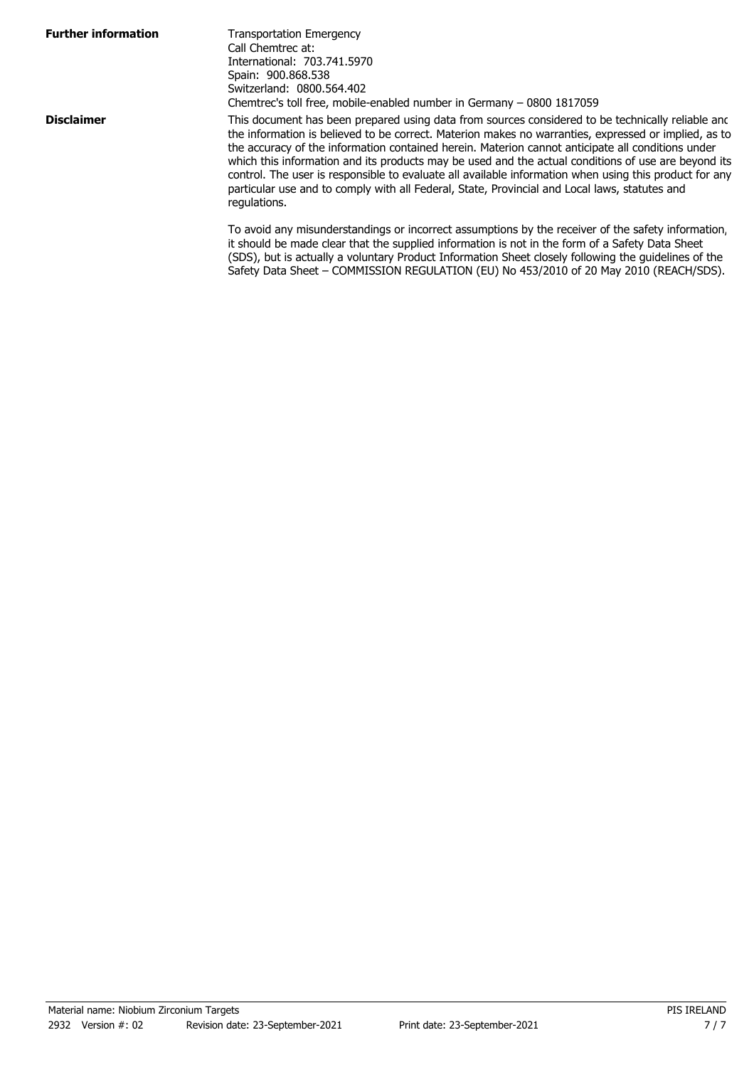**Further information**

Transportation Emergency
Call Chemtrec at:
International: 703.741.5970
Spain: 900.868.538
Switzerland: 0800.564.402
Chemtrec's toll free, mobile-enabled number in Germany – 0800 1817059

**Disclaimer**

This document has been prepared using data from sources considered to be technically reliable and the information is believed to be correct. Materion makes no warranties, expressed or implied, as to the accuracy of the information contained herein. Materion cannot anticipate all conditions under which this information and its products may be used and the actual conditions of use are beyond its control. The user is responsible to evaluate all available information when using this product for any particular use and to comply with all Federal, State, Provincial and Local laws, statutes and regulations.

To avoid any misunderstandings or incorrect assumptions by the receiver of the safety information, it should be made clear that the supplied information is not in the form of a Safety Data Sheet (SDS), but is actually a voluntary Product Information Sheet closely following the guidelines of the Safety Data Sheet – COMMISSION REGULATION (EU) No 453/2010 of 20 May 2010 (REACH/SDS).